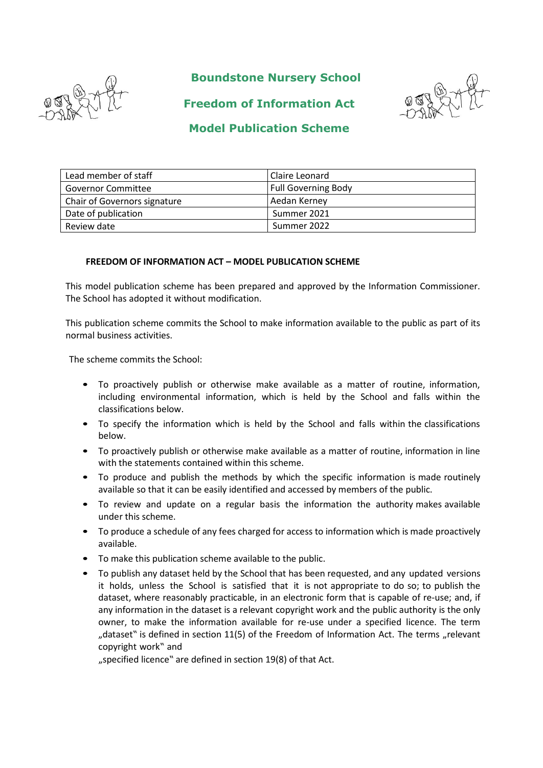# Boundstone Nursery School

## Freedom of Information Act

## Model Publication Scheme

| Lead member of staff | Claire Leonard |
|---|---|
| Governor Committee | Full Governing Body |
| Chair of Governors signature | Aedan Kerney |
| Date of publication | Summer 2021 |
| Review date | Summer 2022 |

**FREEDOM OF INFORMATION ACT – MODEL PUBLICATION SCHEME**

This model publication scheme has been prepared and approved by the Information Commissioner. The School has adopted it without modification.

This publication scheme commits the School to make information available to the public as part of its normal business activities.

The scheme commits the School:

- To proactively publish or otherwise make available as a matter of routine, information, including environmental information, which is held by the School and falls within the classifications below.
- To specify the information which is held by the School and falls within the classifications below.
- To proactively publish or otherwise make available as a matter of routine, information in line with the statements contained within this scheme.
- To produce and publish the methods by which the specific information is made routinely available so that it can be easily identified and accessed by members of the public.
- To review and update on a regular basis the information the authority makes available under this scheme.
- To produce a schedule of any fees charged for access to information which is made proactively available.
- To make this publication scheme available to the public.
- To publish any dataset held by the School that has been requested, and any updated versions it holds, unless the School is satisfied that it is not appropriate to do so; to publish the dataset, where reasonably practicable, in an electronic form that is capable of re-use; and, if any information in the dataset is a relevant copyright work and the public authority is the only owner, to make the information available for re-use under a specified licence. The term „dataset" is defined in section 11(5) of the Freedom of Information Act. The terms „relevant copyright work" and „specified licence" are defined in section 19(8) of that Act.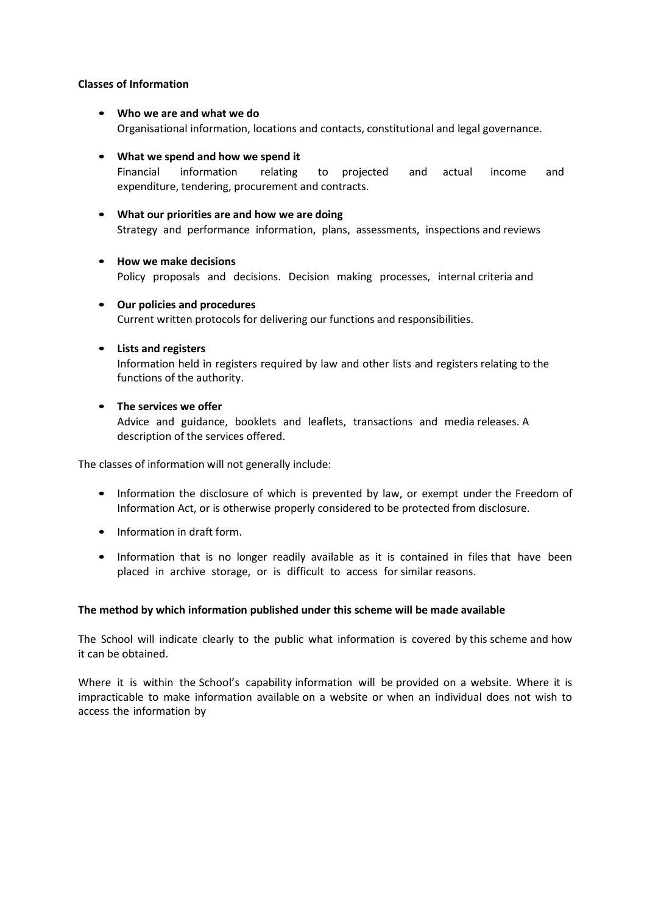**Classes of Information**

- **Who we are and what we do**
  Organisational information, locations and contacts, constitutional and legal governance.

- **What we spend and how we spend it**
  Financial information relating to projected and actual income and expenditure, tendering, procurement and contracts.

- **What our priorities are and how we are doing**
  Strategy and performance information, plans, assessments, inspections and reviews

- **How we make decisions**
  Policy proposals and decisions. Decision making processes, internal criteria and

- **Our policies and procedures**
  Current written protocols for delivering our functions and responsibilities.

- **Lists and registers**
  Information held in registers required by law and other lists and registers relating to the functions of the authority.

- **The services we offer**
  Advice and guidance, booklets and leaflets, transactions and media releases. A description of the services offered.

The classes of information will not generally include:

- Information the disclosure of which is prevented by law, or exempt under the Freedom of Information Act, or is otherwise properly considered to be protected from disclosure.

- Information in draft form.

- Information that is no longer readily available as it is contained in files that have been placed in archive storage, or is difficult to access for similar reasons.

**The method by which information published under this scheme will be made available**

The School will indicate clearly to the public what information is covered by this scheme and how it can be obtained.

Where it is within the School's capability information will be provided on a website. Where it is impracticable to make information available on a website or when an individual does not wish to access the information by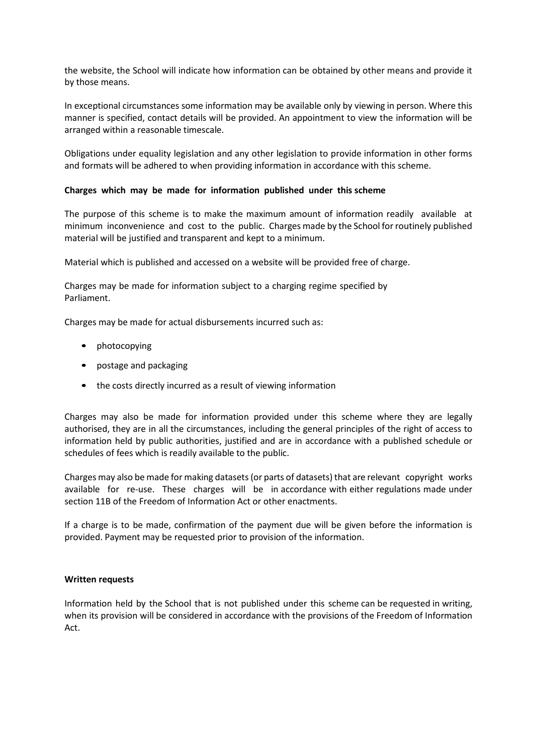the website, the School will indicate how information can be obtained by other means and provide it by those means.

In exceptional circumstances some information may be available only by viewing in person. Where this manner is specified, contact details will be provided. An appointment to view the information will be arranged within a reasonable timescale.

Obligations under equality legislation and any other legislation to provide information in other forms and formats will be adhered to when providing information in accordance with this scheme.

**Charges which may be made for information published under this scheme**

The purpose of this scheme is to make the maximum amount of information readily available at minimum inconvenience and cost to the public. Charges made by the School for routinely published material will be justified and transparent and kept to a minimum.

Material which is published and accessed on a website will be provided free of charge.

Charges may be made for information subject to a charging regime specified by Parliament.

Charges may be made for actual disbursements incurred such as:

- photocopying
- postage and packaging
- the costs directly incurred as a result of viewing information

Charges may also be made for information provided under this scheme where they are legally authorised, they are in all the circumstances, including the general principles of the right of access to information held by public authorities, justified and are in accordance with a published schedule or schedules of fees which is readily available to the public.

Charges may also be made for making datasets (or parts of datasets) that are relevant copyright works available for re-use. These charges will be in accordance with either regulations made under section 11B of the Freedom of Information Act or other enactments.

If a charge is to be made, confirmation of the payment due will be given before the information is provided. Payment may be requested prior to provision of the information.

**Written requests**

Information held by the School that is not published under this scheme can be requested in writing, when its provision will be considered in accordance with the provisions of the Freedom of Information Act.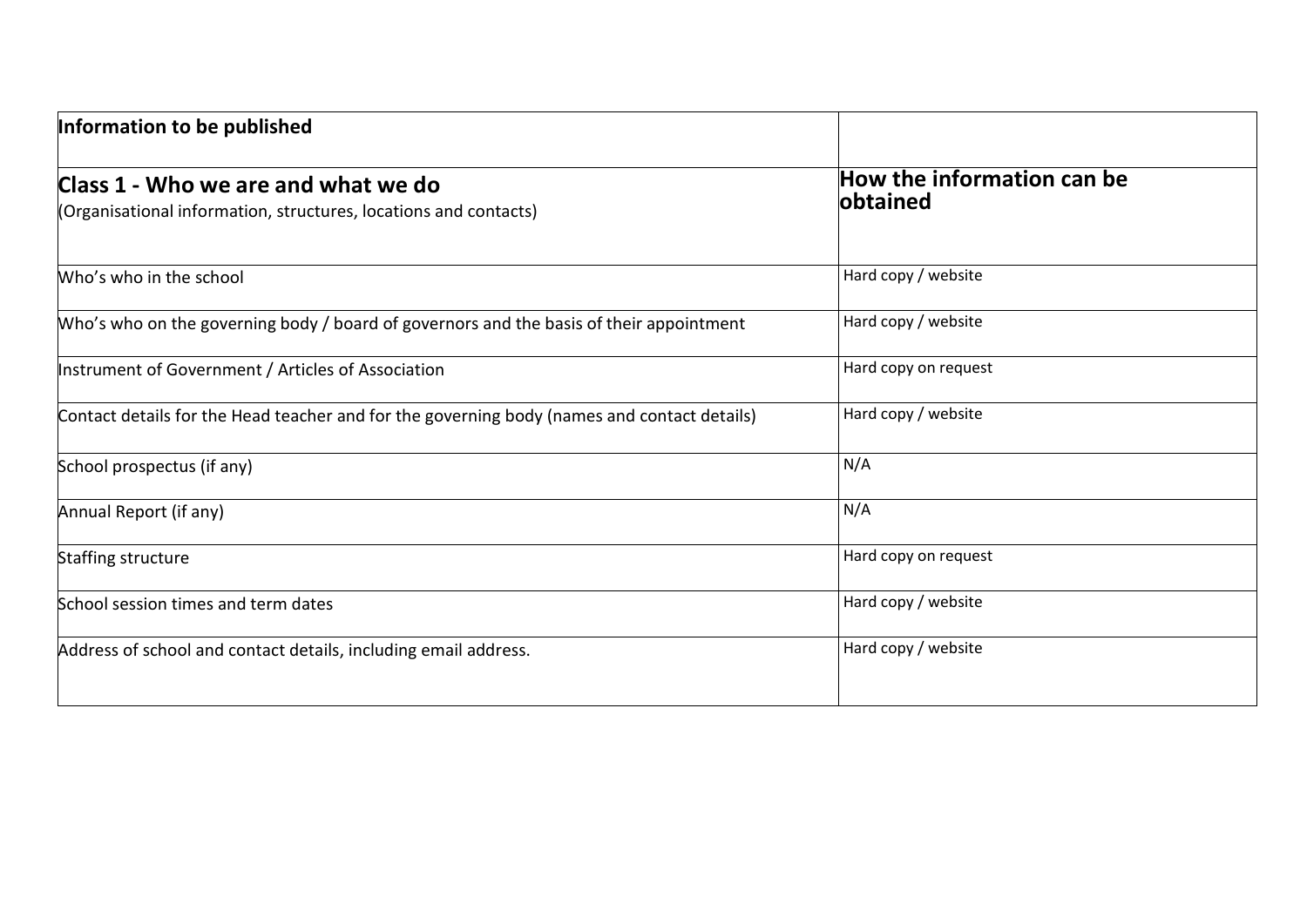| Information to be published | |
|---|---|
| **Class 1 - Who we are and what we do**<br>(Organisational information, structures, locations and contacts) | **How the information can be obtained** |
| Who's who in the school | Hard copy / website |
| Who's who on the governing body / board of governors and the basis of their appointment | Hard copy / website |
| Instrument of Government / Articles of Association | Hard copy on request |
| Contact details for the Head teacher and for the governing body (names and contact details) | Hard copy / website |
| School prospectus (if any) | N/A |
| Annual Report (if any) | N/A |
| Staffing structure | Hard copy on request |
| School session times and term dates | Hard copy / website |
| Address of school and contact details, including email address. | Hard copy / website |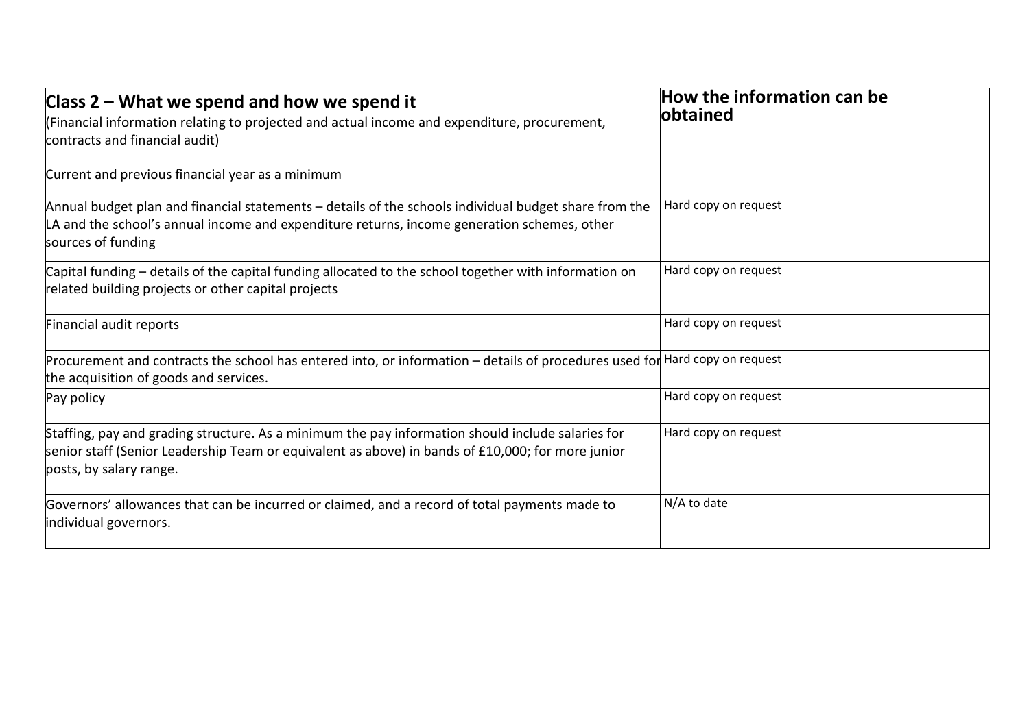| **Class 2 – What we spend and how we spend it**<br>(Financial information relating to projected and actual income and expenditure, procurement, contracts and financial audit)<br><br>Current and previous financial year as a minimum | **How the information can be obtained** |
| --- | --- |
| Annual budget plan and financial statements – details of the schools individual budget share from the LA and the school's annual income and expenditure returns, income generation schemes, other sources of funding | Hard copy on request |
| Capital funding – details of the capital funding allocated to the school together with information on related building projects or other capital projects | Hard copy on request |
| Financial audit reports | Hard copy on request |
| Procurement and contracts the school has entered into, or information – details of procedures used for the acquisition of goods and services. | Hard copy on request |
| Pay policy | Hard copy on request |
| Staffing, pay and grading structure. As a minimum the pay information should include salaries for senior staff (Senior Leadership Team or equivalent as above) in bands of £10,000; for more junior posts, by salary range. | Hard copy on request |
| Governors' allowances that can be incurred or claimed, and a record of total payments made to individual governors. | N/A to date |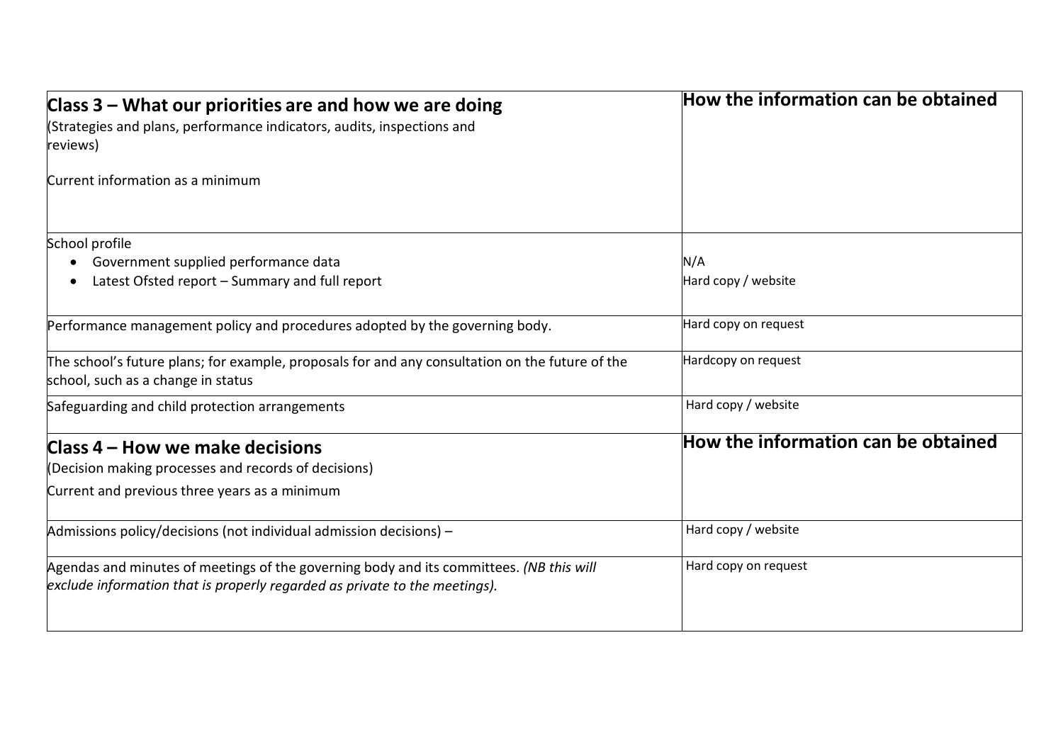| **Class 3 – What our priorities are and how we are doing**<br>(Strategies and plans, performance indicators, audits, inspections and reviews)<br><br>Current information as a minimum | **How the information can be obtained** |
| --- | --- |
| School profile<br>• Government supplied performance data<br>• Latest Ofsted report – Summary and full report | <br>N/A<br>Hard copy / website |
| Performance management policy and procedures adopted by the governing body. | Hard copy on request |
| The school's future plans; for example, proposals for and any consultation on the future of the school, such as a change in status | Hardcopy on request |
| Safeguarding and child protection arrangements | Hard copy / website |
| **Class 4 – How we make decisions**<br>(Decision making processes and records of decisions)<br>Current and previous three years as a minimum | **How the information can be obtained** |
| Admissions policy/decisions (not individual admission decisions) – | Hard copy / website |
| Agendas and minutes of meetings of the governing body and its committees. *(NB this will exclude information that is properly regarded as private to the meetings).* | Hard copy on request |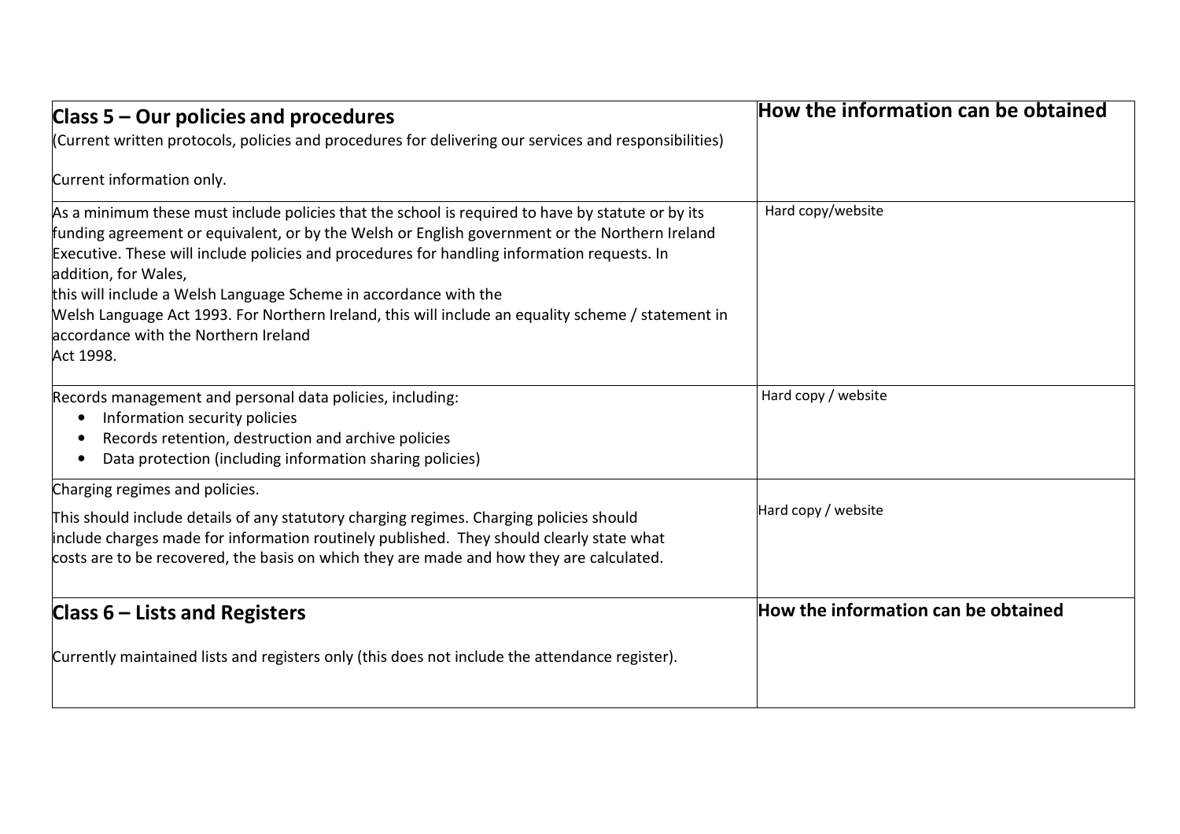| **Class 5 – Our policies and procedures**<br>(Current written protocols, policies and procedures for delivering our services and responsibilities)<br><br>Current information only. | **How the information can be obtained** |
|---|---|
| As a minimum these must include policies that the school is required to have by statute or by its funding agreement or equivalent, or by the Welsh or English government or the Northern Ireland Executive. These will include policies and procedures for handling information requests. In addition, for Wales, this will include a Welsh Language Scheme in accordance with the Welsh Language Act 1993. For Northern Ireland, this will include an equality scheme / statement in accordance with the Northern Ireland Act 1998. | Hard copy/website |
| Records management and personal data policies, including:<br>• Information security policies<br>• Records retention, destruction and archive policies<br>• Data protection (including information sharing policies) | Hard copy / website |
| Charging regimes and policies.<br><br>This should include details of any statutory charging regimes. Charging policies should include charges made for information routinely published. They should clearly state what costs are to be recovered, the basis on which they are made and how they are calculated. | Hard copy / website |
| **Class 6 – Lists and Registers**<br><br>Currently maintained lists and registers only (this does not include the attendance register). | **How the information can be obtained** |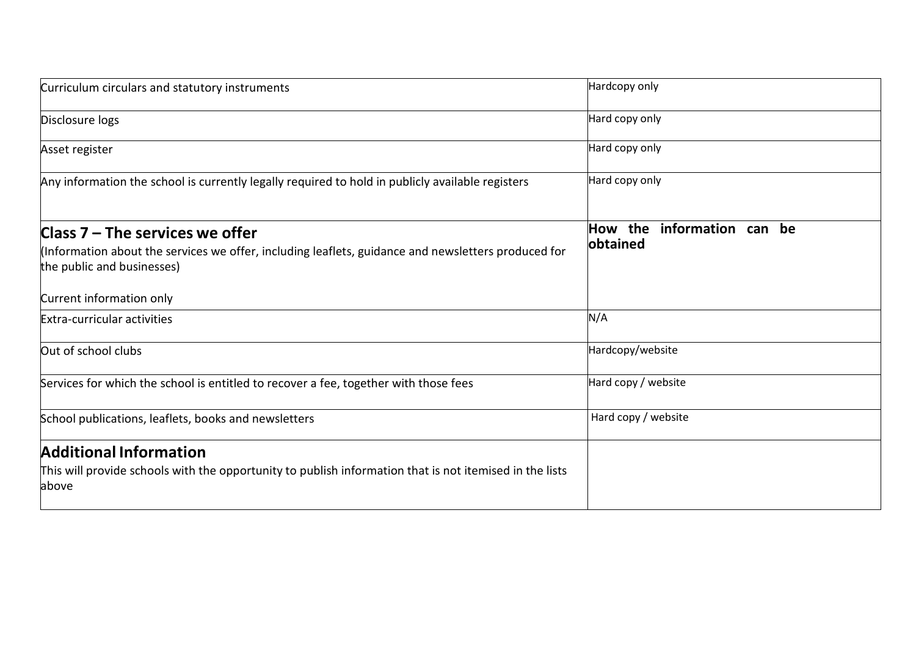| | |
|---|---|
| Curriculum circulars and statutory instruments | Hardcopy only |
| Disclosure logs | Hard copy only |
| Asset register | Hard copy only |
| Any information the school is currently legally required to hold in publicly available registers | Hard copy only |
| **Class 7 – The services we offer**<br>(Information about the services we offer, including leaflets, guidance and newsletters produced for the public and businesses)<br><br>Current information only | **How the information can be obtained** |
| Extra-curricular activities | N/A |
| Out of school clubs | Hardcopy/website |
| Services for which the school is entitled to recover a fee, together with those fees | Hard copy / website |
| School publications, leaflets, books and newsletters | Hard copy / website |
| **Additional Information**<br>This will provide schools with the opportunity to publish information that is not itemised in the lists above | |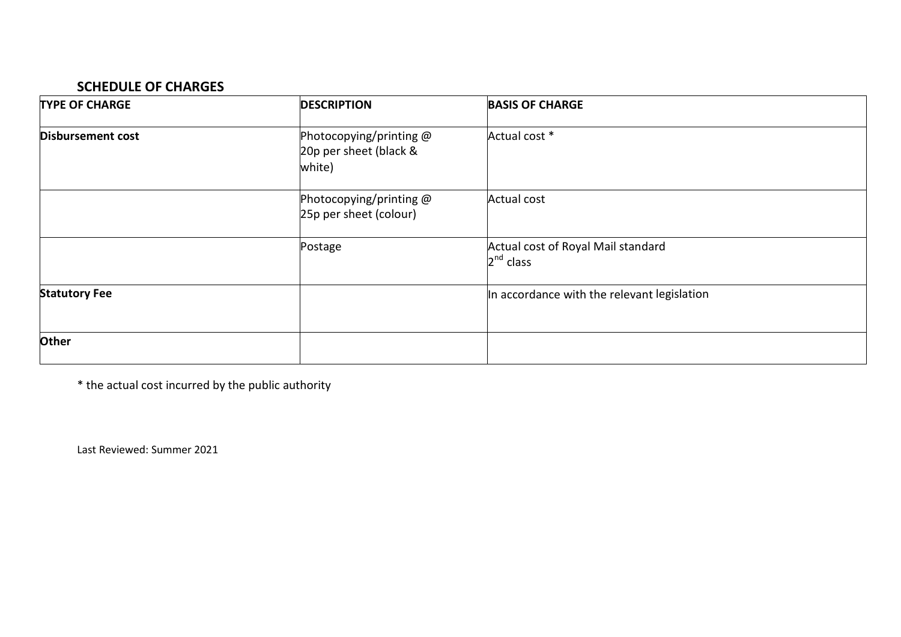## SCHEDULE OF CHARGES

| TYPE OF CHARGE | DESCRIPTION | BASIS OF CHARGE |
|---|---|---|
| **Disbursement cost** | Photocopying/printing @ 20p per sheet (black & white) | Actual cost * |
| | Photocopying/printing @ 25p per sheet (colour) | Actual cost |
| | Postage | Actual cost of Royal Mail standard 2nd class |
| **Statutory Fee** | | In accordance with the relevant legislation |
| **Other** | | |

* the actual cost incurred by the public authority

Last Reviewed: Summer 2021